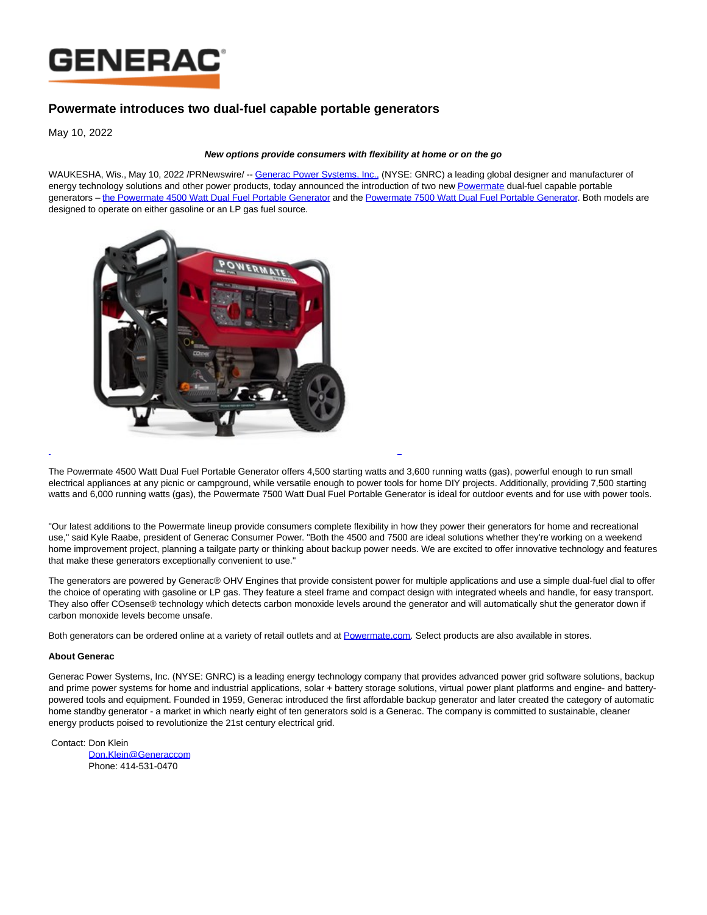# Powermate introduces two dual-fuel capable portable generators

May 10, 2022

***New options provide consumers with flexibility at home or on the go***

WAUKESHA, Wis., May 10, 2022 /PRNewswire/ -- Generac Power Systems, Inc., (NYSE: GNRC) a leading global designer and manufacturer of energy technology solutions and other power products, today announced the introduction of two new Powermate dual-fuel capable portable generators – the Powermate 4500 Watt Dual Fuel Portable Generator and the Powermate 7500 Watt Dual Fuel Portable Generator. Both models are designed to operate on either gasoline or an LP gas fuel source.

The Powermate 4500 Watt Dual Fuel Portable Generator offers 4,500 starting watts and 3,600 running watts (gas), powerful enough to run small electrical appliances at any picnic or campground, while versatile enough to power tools for home DIY projects. Additionally, providing 7,500 starting watts and 6,000 running watts (gas), the Powermate 7500 Watt Dual Fuel Portable Generator is ideal for outdoor events and for use with power tools.

"Our latest additions to the Powermate lineup provide consumers complete flexibility in how they power their generators for home and recreational use," said Kyle Raabe, president of Generac Consumer Power. "Both the 4500 and 7500 are ideal solutions whether they're working on a weekend home improvement project, planning a tailgate party or thinking about backup power needs. We are excited to offer innovative technology and features that make these generators exceptionally convenient to use."

The generators are powered by Generac® OHV Engines that provide consistent power for multiple applications and use a simple dual-fuel dial to offer the choice of operating with gasoline or LP gas. They feature a steel frame and compact design with integrated wheels and handle, for easy transport. They also offer COsense® technology which detects carbon monoxide levels around the generator and will automatically shut the generator down if carbon monoxide levels become unsafe.

Both generators can be ordered online at a variety of retail outlets and at Powermate.com. Select products are also available in stores.

**About Generac**

Generac Power Systems, Inc. (NYSE: GNRC) is a leading energy technology company that provides advanced power grid software solutions, backup and prime power systems for home and industrial applications, solar + battery storage solutions, virtual power plant platforms and engine- and battery-powered tools and equipment. Founded in 1959, Generac introduced the first affordable backup generator and later created the category of automatic home standby generator - a market in which nearly eight of ten generators sold is a Generac. The company is committed to sustainable, cleaner energy products poised to revolutionize the 21st century electrical grid.

Contact: Don Klein
Don.Klein@Generaccom
Phone: 414-531-0470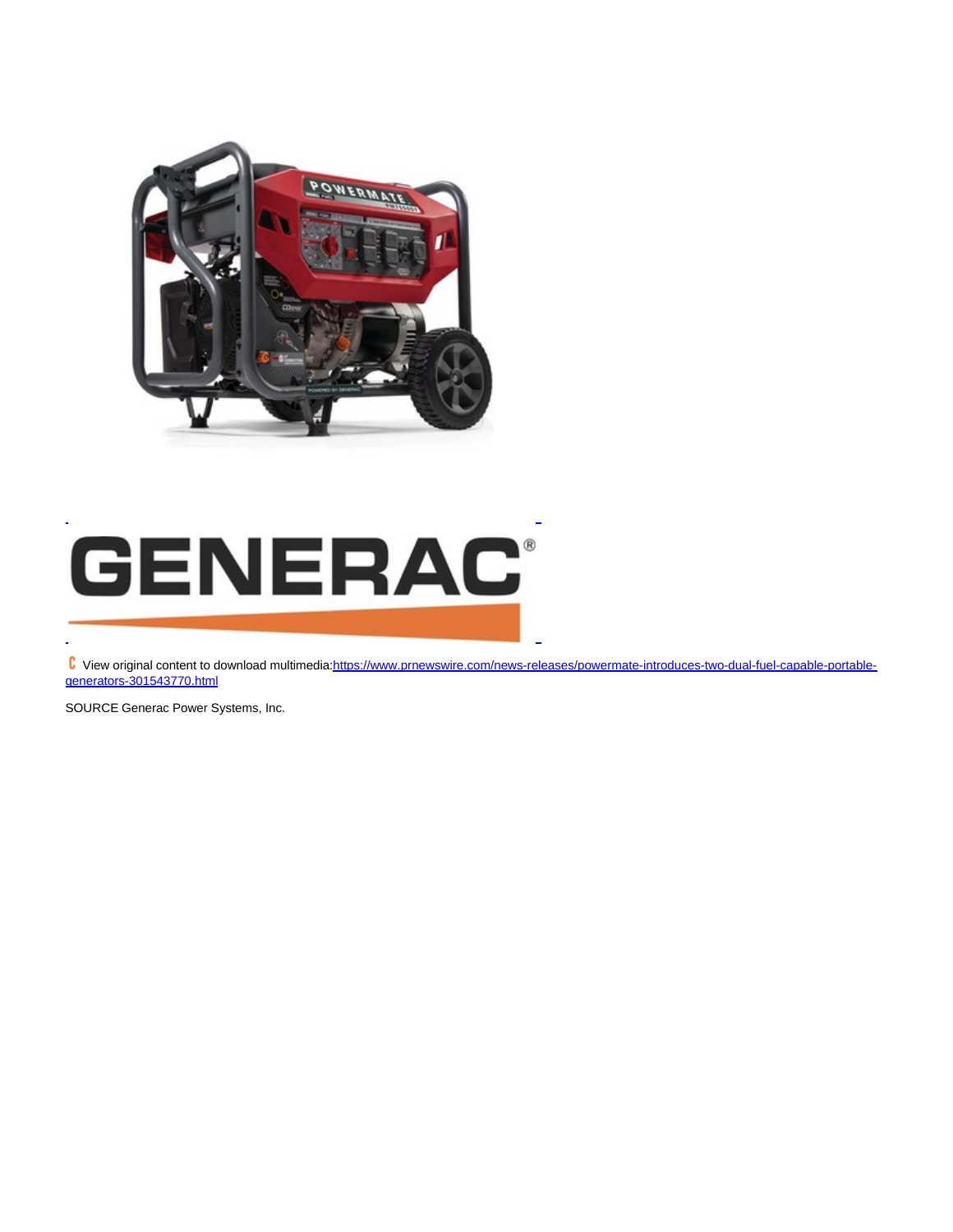View original content to download multimedia:https://www.prnewswire.com/news-releases/powermate-introduces-two-dual-fuel-capable-portable-generators-301543770.html

SOURCE Generac Power Systems, Inc.